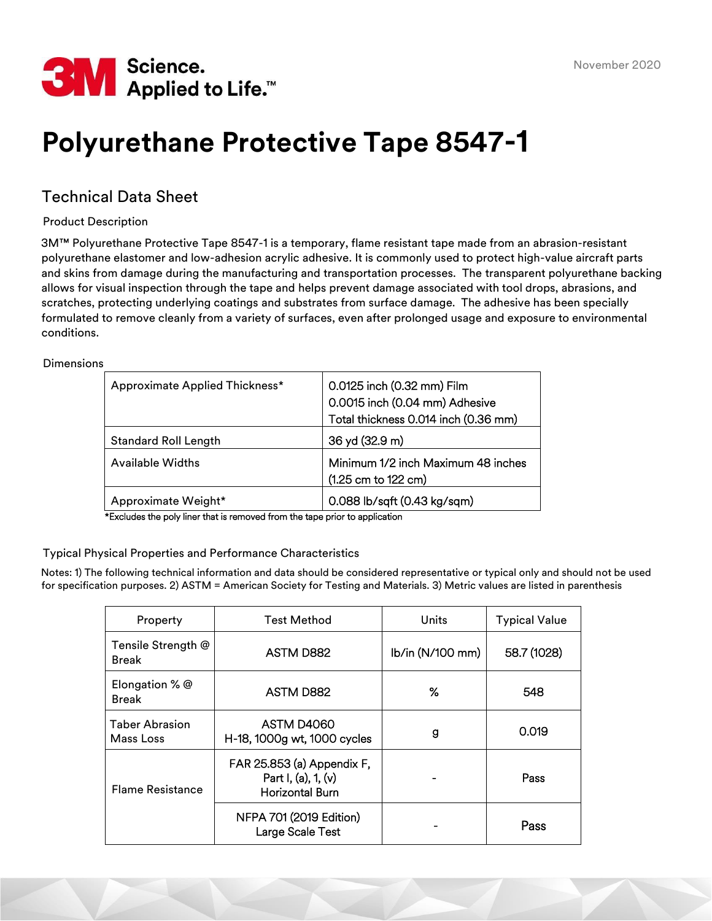3M Science. Applied to Life.™

November 2020

# Polyurethane Protective Tape 8547-1

## Technical Data Sheet

### Product Description

3M™ Polyurethane Protective Tape 8547-1 is a temporary, flame resistant tape made from an abrasion-resistant polyurethane elastomer and low-adhesion acrylic adhesive. It is commonly used to protect high-value aircraft parts and skins from damage during the manufacturing and transportation processes. The transparent polyurethane backing allows for visual inspection through the tape and helps prevent damage associated with tool drops, abrasions, and scratches, protecting underlying coatings and substrates from surface damage. The adhesive has been specially formulated to remove cleanly from a variety of surfaces, even after prolonged usage and exposure to environmental conditions.

### Dimensions

| | |
|---|---|
| Approximate Applied Thickness* | 0.0125 inch (0.32 mm) Film<br>0.0015 inch (0.04 mm) Adhesive<br>Total thickness 0.014 inch (0.36 mm) |
| Standard Roll Length | 36 yd (32.9 m) |
| Available Widths | Minimum 1/2 inch Maximum 48 inches (1.25 cm to 122 cm) |
| Approximate Weight* | 0.088 lb/sqft (0.43 kg/sqm) |

*Excludes the poly liner that is removed from the tape prior to application

### Typical Physical Properties and Performance Characteristics

Notes: 1) The following technical information and data should be considered representative or typical only and should not be used for specification purposes. 2) ASTM = American Society for Testing and Materials. 3) Metric values are listed in parenthesis

| Property | Test Method | Units | Typical Value |
|---|---|---|---|
| Tensile Strength @ Break | ASTM D882 | lb/in (N/100 mm) | 58.7 (1028) |
| Elongation % @ Break | ASTM D882 | % | 548 |
| Taber Abrasion Mass Loss | ASTM D4060<br>H-18, 1000g wt, 1000 cycles | g | 0.019 |
| Flame Resistance | FAR 25.853 (a) Appendix F, Part I, (a), 1, (v)<br>Horizontal Burn | - | Pass |
| | NFPA 701 (2019 Edition)<br>Large Scale Test | - | Pass |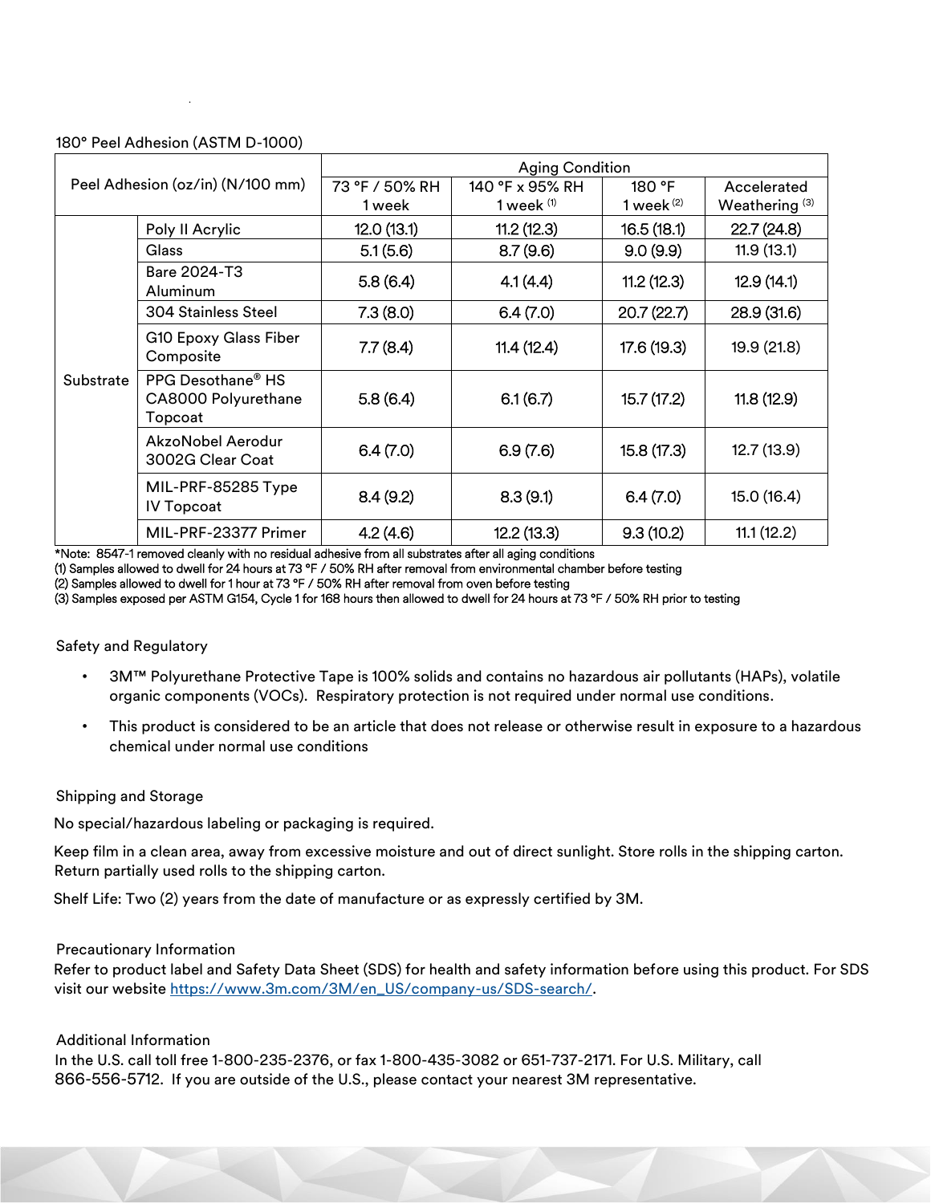180° Peel Adhesion (ASTM D-1000)

| Peel Adhesion (oz/in) (N/100 mm) | | Aging Condition | | | |
|---|---|---|---|---|---|
| | | 73 °F / 50% RH 1 week | 140 °F x 95% RH 1 week (1) | 180 °F 1 week (2) | Accelerated Weathering (3) |
| Substrate | Poly II Acrylic | 12.0 (13.1) | 11.2 (12.3) | 16.5 (18.1) | 22.7 (24.8) |
| | Glass | 5.1 (5.6) | 8.7 (9.6) | 9.0 (9.9) | 11.9 (13.1) |
| | Bare 2024-T3 Aluminum | 5.8 (6.4) | 4.1 (4.4) | 11.2 (12.3) | 12.9 (14.1) |
| | 304 Stainless Steel | 7.3 (8.0) | 6.4 (7.0) | 20.7 (22.7) | 28.9 (31.6) |
| | G10 Epoxy Glass Fiber Composite | 7.7 (8.4) | 11.4 (12.4) | 17.6 (19.3) | 19.9 (21.8) |
| | PPG Desothane® HS CA8000 Polyurethane Topcoat | 5.8 (6.4) | 6.1 (6.7) | 15.7 (17.2) | 11.8 (12.9) |
| | AkzoNobel Aerodur 3002G Clear Coat | 6.4 (7.0) | 6.9 (7.6) | 15.8 (17.3) | 12.7 (13.9) |
| | MIL-PRF-85285 Type IV Topcoat | 8.4 (9.2) | 8.3 (9.1) | 6.4 (7.0) | 15.0 (16.4) |
| | MIL-PRF-23377 Primer | 4.2 (4.6) | 12.2 (13.3) | 9.3 (10.2) | 11.1 (12.2) |

*Note: 8547-1 removed cleanly with no residual adhesive from all substrates after all aging conditions

(1) Samples allowed to dwell for 24 hours at 73 °F / 50% RH after removal from environmental chamber before testing

(2) Samples allowed to dwell for 1 hour at 73 °F / 50% RH after removal from oven before testing

(3) Samples exposed per ASTM G154, Cycle 1 for 168 hours then allowed to dwell for 24 hours at 73 °F / 50% RH prior to testing

## Safety and Regulatory

- 3M™ Polyurethane Protective Tape is 100% solids and contains no hazardous air pollutants (HAPs), volatile organic components (VOCs). Respiratory protection is not required under normal use conditions.
- This product is considered to be an article that does not release or otherwise result in exposure to a hazardous chemical under normal use conditions

## Shipping and Storage

No special/hazardous labeling or packaging is required.

Keep film in a clean area, away from excessive moisture and out of direct sunlight. Store rolls in the shipping carton. Return partially used rolls to the shipping carton.

Shelf Life: Two (2) years from the date of manufacture or as expressly certified by 3M.

## Precautionary Information

Refer to product label and Safety Data Sheet (SDS) for health and safety information before using this product. For SDS visit our website https://www.3m.com/3M/en_US/company-us/SDS-search/.

## Additional Information

In the U.S. call toll free 1-800-235-2376, or fax 1-800-435-3082 or 651-737-2171. For U.S. Military, call 866-556-5712. If you are outside of the U.S., please contact your nearest 3M representative.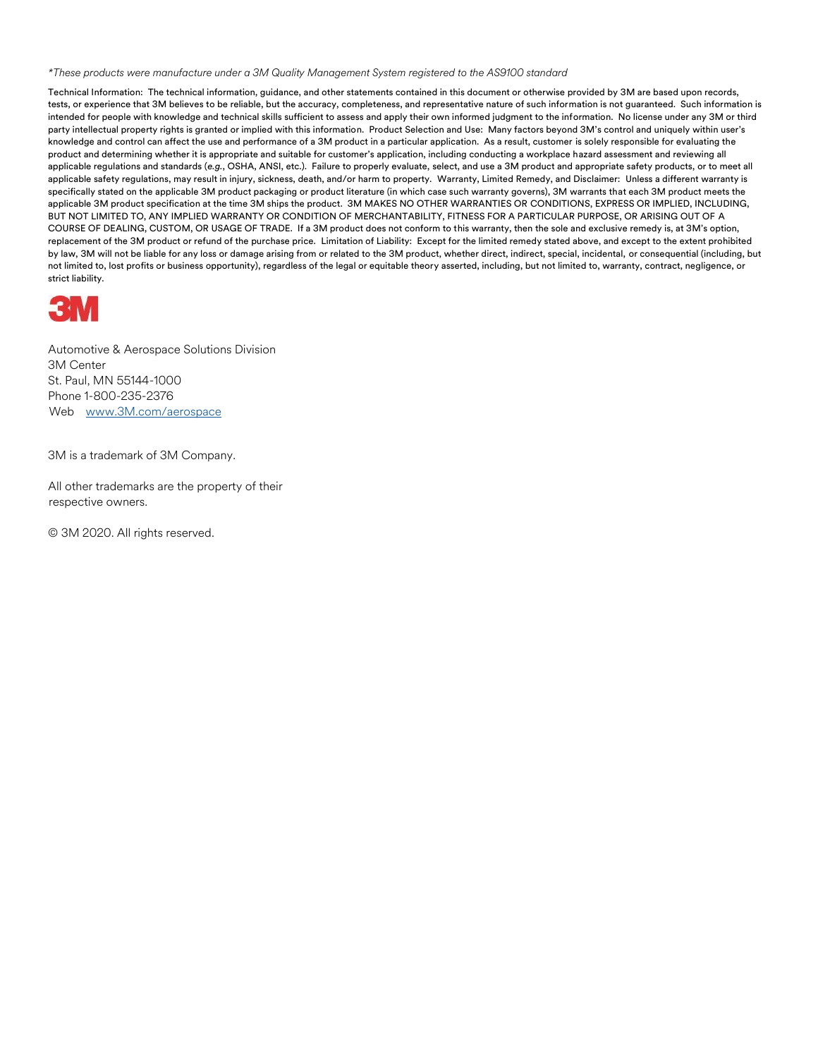*\*These products were manufacture under a 3M Quality Management System registered to the AS9100 standard*

Technical Information: The technical information, guidance, and other statements contained in this document or otherwise provided by 3M are based upon records, tests, or experience that 3M believes to be reliable, but the accuracy, completeness, and representative nature of such information is not guaranteed. Such information is intended for people with knowledge and technical skills sufficient to assess and apply their own informed judgment to the information. No license under any 3M or third party intellectual property rights is granted or implied with this information. Product Selection and Use: Many factors beyond 3M's control and uniquely within user's knowledge and control can affect the use and performance of a 3M product in a particular application. As a result, customer is solely responsible for evaluating the product and determining whether it is appropriate and suitable for customer's application, including conducting a workplace hazard assessment and reviewing all applicable regulations and standards (*e.g.*, OSHA, ANSI, etc.). Failure to properly evaluate, select, and use a 3M product and appropriate safety products, or to meet all applicable safety regulations, may result in injury, sickness, death, and/or harm to property. Warranty, Limited Remedy, and Disclaimer: Unless a different warranty is specifically stated on the applicable 3M product packaging or product literature (in which case such warranty governs), 3M warrants that each 3M product meets the applicable 3M product specification at the time 3M ships the product. 3M MAKES NO OTHER WARRANTIES OR CONDITIONS, EXPRESS OR IMPLIED, INCLUDING, BUT NOT LIMITED TO, ANY IMPLIED WARRANTY OR CONDITION OF MERCHANTABILITY, FITNESS FOR A PARTICULAR PURPOSE, OR ARISING OUT OF A COURSE OF DEALING, CUSTOM, OR USAGE OF TRADE. If a 3M product does not conform to this warranty, then the sole and exclusive remedy is, at 3M's option, replacement of the 3M product or refund of the purchase price. Limitation of Liability: Except for the limited remedy stated above, and except to the extent prohibited by law, 3M will not be liable for any loss or damage arising from or related to the 3M product, whether direct, indirect, special, incidental, or consequential (including, but not limited to, lost profits or business opportunity), regardless of the legal or equitable theory asserted, including, but not limited to, warranty, contract, negligence, or strict liability.

3M

Automotive & Aerospace Solutions Division
3M Center
St. Paul, MN 55144-1000
Phone 1-800-235-2376
Web www.3M.com/aerospace

3M is a trademark of 3M Company.

All other trademarks are the property of their respective owners.

© 3M 2020. All rights reserved.